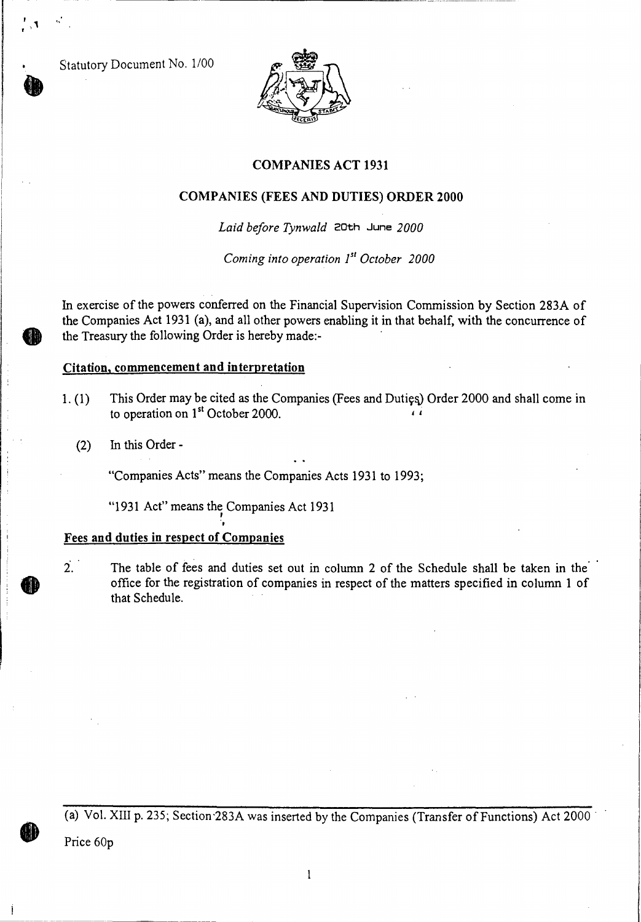Statutory Document No. 1/00

# COMPANIES ACT 1931

## COMPANIES (FEES AND DUTIES) ORDER 2000

*Laid before Tynwald 20th June 2000*

*Coming into operation 1st October 2000*

In exercise of the powers conferred on the Financial Supervision Commission by Section 283A of the Companies Act 1931 (a), and all other powers enabling it in that behalf, with the concurrence of the Treasury the following Order is hereby made:-

### Citation, commencement and interpretation

1. (1) This Order may be cited as the Companies (Fees and Duties) Order 2000 and shall come in to operation on 1st October 2000.

   (2) In this Order -

   "Companies Acts" means the Companies Acts 1931 to 1993;

   "1931 Act" means the Companies Act 1931

### Fees and duties in respect of Companies

2. The table of fees and duties set out in column 2 of the Schedule shall be taken in the office for the registration of companies in respect of the matters specified in column 1 of that Schedule.

(a) Vol. XIII p. 235; Section 283A was inserted by the Companies (Transfer of Functions) Act 2000

Price 60p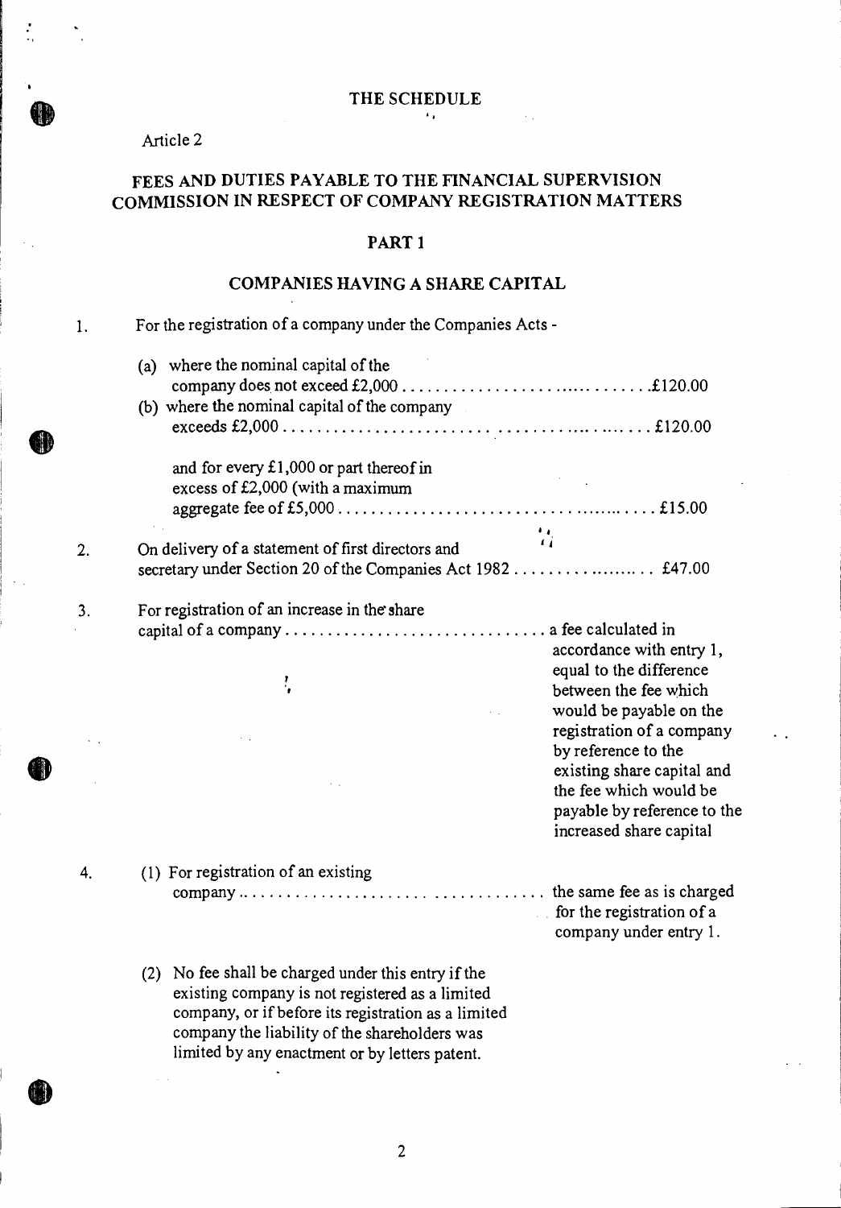# THE SCHEDULE

Article 2

## FEES AND DUTIES PAYABLE TO THE FINANCIAL SUPERVISION COMMISSION IN RESPECT OF COMPANY REGISTRATION MATTERS

### PART 1

### COMPANIES HAVING A SHARE CAPITAL

1. For the registration of a company under the Companies Acts -

   (a) where the nominal capital of the company does not exceed £2,000 .............................................£120.00

   (b) where the nominal capital of the company exceeds £2,000 .............................................£120.00

   and for every £1,000 or part thereof in excess of £2,000 (with a maximum aggregate fee of £5,000 .............................................£15.00

2. On delivery of a statement of first directors and secretary under Section 20 of the Companies Act 1982 .................. £47.00

3. For registration of an increase in the share capital of a company ............................... a fee calculated in accordance with entry 1, equal to the difference between the fee which would be payable on the registration of a company by reference to the existing share capital and the fee which would be payable by reference to the increased share capital

4. (1) For registration of an existing company ...................................... the same fee as is charged for the registration of a company under entry 1.

   (2) No fee shall be charged under this entry if the existing company is not registered as a limited company, or if before its registration as a limited company the liability of the shareholders was limited by any enactment or by letters patent.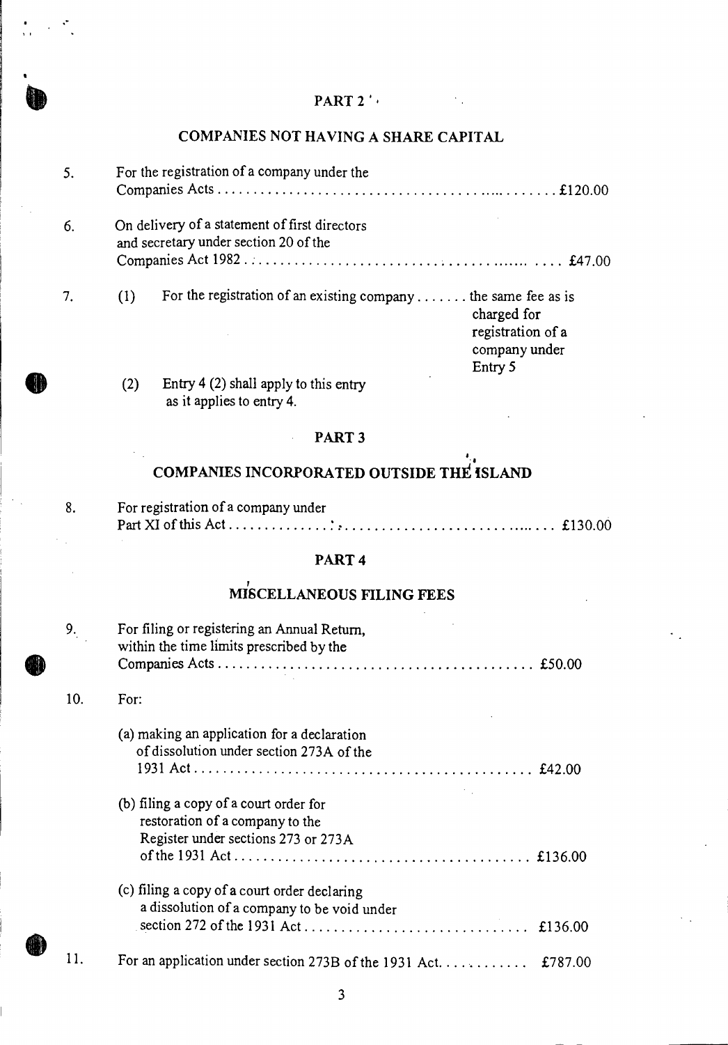## PART 2

### COMPANIES NOT HAVING A SHARE CAPITAL

5. For the registration of a company under the Companies Acts .......................................... £120.00

6. On delivery of a statement of first directors and secretary under section 20 of the Companies Act 1982 .......................................... £47.00

7. (1) For the registration of an existing company ....... the same fee as is charged for registration of a company under Entry 5

   (2) Entry 4 (2) shall apply to this entry as it applies to entry 4.

## PART 3

### COMPANIES INCORPORATED OUTSIDE THE ISLAND

8. For registration of a company under Part XI of this Act .......................................... £130.00

## PART 4

### MISCELLANEOUS FILING FEES

9. For filing or registering an Annual Return, within the time limits prescribed by the Companies Acts .......................................... £50.00

10. For:

    (a) making an application for a declaration of dissolution under section 273A of the 1931 Act .......................................... £42.00

    (b) filing a copy of a court order for restoration of a company to the Register under sections 273 or 273A of the 1931 Act .......................................... £136.00

    (c) filing a copy of a court order declaring a dissolution of a company to be void under section 272 of the 1931 Act .......................................... £136.00

11. For an application under section 273B of the 1931 Act. ........... £787.00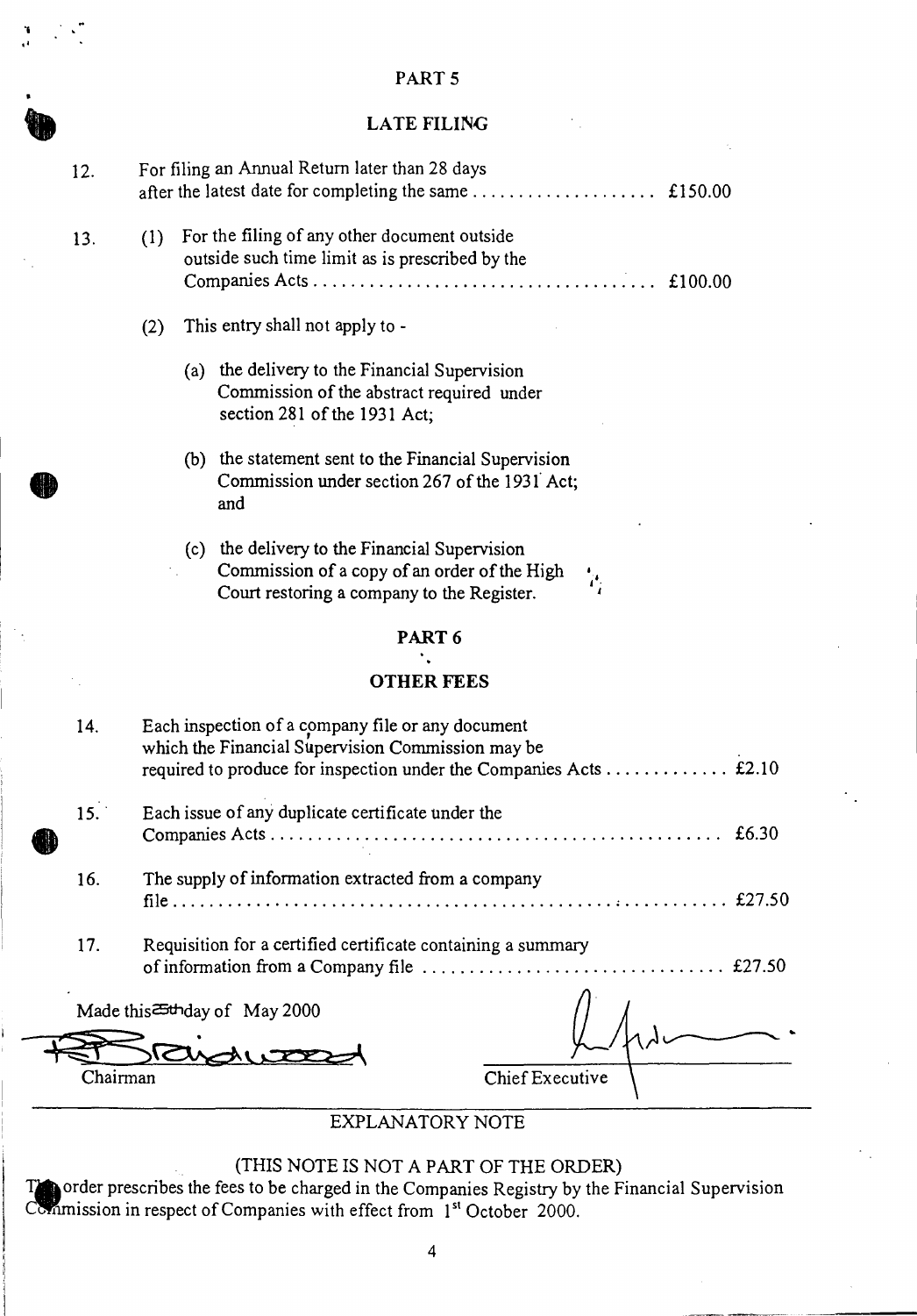## PART 5

## LATE FILING

12. For filing an Annual Return later than 28 days after the latest date for completing the same .................... £150.00

13. (1) For the filing of any other document outside outside such time limit as is prescribed by the Companies Acts .................................... £100.00

    (2) This entry shall not apply to -

    (a) the delivery to the Financial Supervision Commission of the abstract required under section 281 of the 1931 Act;

    (b) the statement sent to the Financial Supervision Commission under section 267 of the 1931 Act; and

    (c) the delivery to the Financial Supervision Commission of a copy of an order of the High Court restoring a company to the Register.

## PART 6

## OTHER FEES

14. Each inspection of a company file or any document which the Financial Supervision Commission may be required to produce for inspection under the Companies Acts ............. £2.10

15. Each issue of any duplicate certificate under the Companies Acts ................................................ £6.30

16. The supply of information extracted from a company file .......................................................... £27.50

17. Requisition for a certified certificate containing a summary of information from a Company file ................................ £27.50

Made this 25th day of May 2000

Chairman

Chief Executive

---

### EXPLANATORY NOTE

(THIS NOTE IS NOT A PART OF THE ORDER)

This order prescribes the fees to be charged in the Companies Registry by the Financial Supervision Commission in respect of Companies with effect from 1st October 2000.